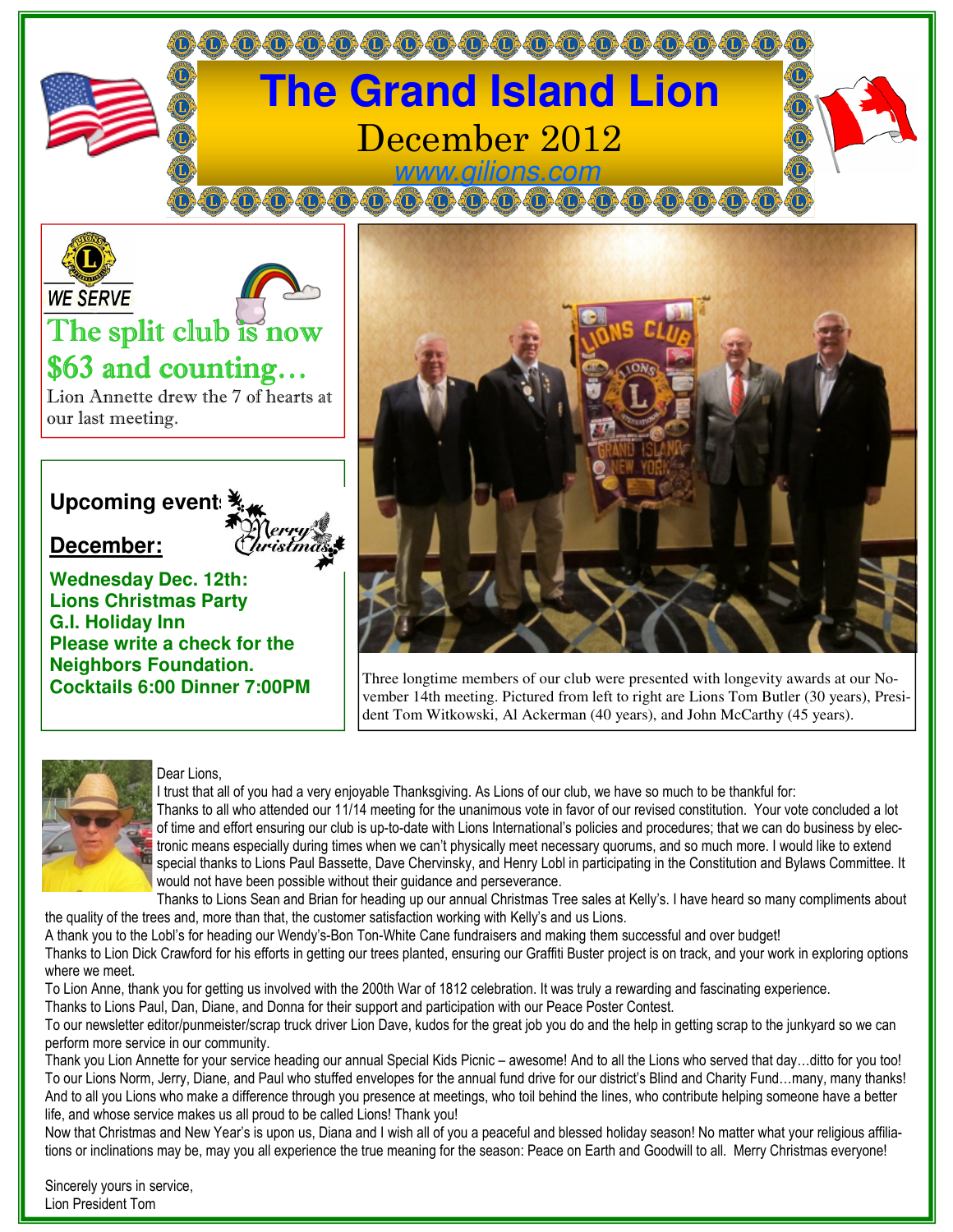# The Grand Island Lion

December 2012

www.gilions.com

WE SERVE

## The split club is now $63 and counting…

Lion Annette drew the 7 of hearts at our last meeting.

### Upcoming events

**December:**

**Wednesday Dec. 12th:**
**Lions Christmas Party**
**G.I. Holiday Inn**
**Please write a check for the Neighbors Foundation.**
**Cocktails 6:00 Dinner 7:00PM**

Three longtime members of our club were presented with longevity awards at our November 14th meeting. Pictured from left to right are Lions Tom Butler (30 years), President Tom Witkowski, Al Ackerman (40 years), and John McCarthy (45 years).

Dear Lions,

I trust that all of you had a very enjoyable Thanksgiving. As Lions of our club, we have so much to be thankful for:

Thanks to all who attended our 11/14 meeting for the unanimous vote in favor of our revised constitution. Your vote concluded a lot of time and effort ensuring our club is up-to-date with Lions International's policies and procedures; that we can do business by electronic means especially during times when we can't physically meet necessary quorums, and so much more. I would like to extend special thanks to Lions Paul Bassette, Dave Chervinsky, and Henry Lobl in participating in the Constitution and Bylaws Committee. It would not have been possible without their guidance and perseverance.

Thanks to Lions Sean and Brian for heading up our annual Christmas Tree sales at Kelly's. I have heard so many compliments about the quality of the trees and, more than that, the customer satisfaction working with Kelly's and us Lions.

A thank you to the Lobl's for heading our Wendy's-Bon Ton-White Cane fundraisers and making them successful and over budget!

Thanks to Lion Dick Crawford for his efforts in getting our trees planted, ensuring our Graffiti Buster project is on track, and your work in exploring options where we meet.

To Lion Anne, thank you for getting us involved with the 200th War of 1812 celebration. It was truly a rewarding and fascinating experience.

Thanks to Lions Paul, Dan, Diane, and Donna for their support and participation with our Peace Poster Contest.

To our newsletter editor/punmeister/scrap truck driver Lion Dave, kudos for the great job you do and the help in getting scrap to the junkyard so we can perform more service in our community.

Thank you Lion Annette for your service heading our annual Special Kids Picnic – awesome! And to all the Lions who served that day…ditto for you too!

To our Lions Norm, Jerry, Diane, and Paul who stuffed envelopes for the annual fund drive for our district's Blind and Charity Fund…many, many thanks!

And to all you Lions who make a difference through you presence at meetings, who toil behind the lines, who contribute helping someone have a better life, and whose service makes us all proud to be called Lions! Thank you!

Now that Christmas and New Year's is upon us, Diana and I wish all of you a peaceful and blessed holiday season! No matter what your religious affiliations or inclinations may be, may you all experience the true meaning for the season: Peace on Earth and Goodwill to all. Merry Christmas everyone!

Sincerely yours in service,
Lion President Tom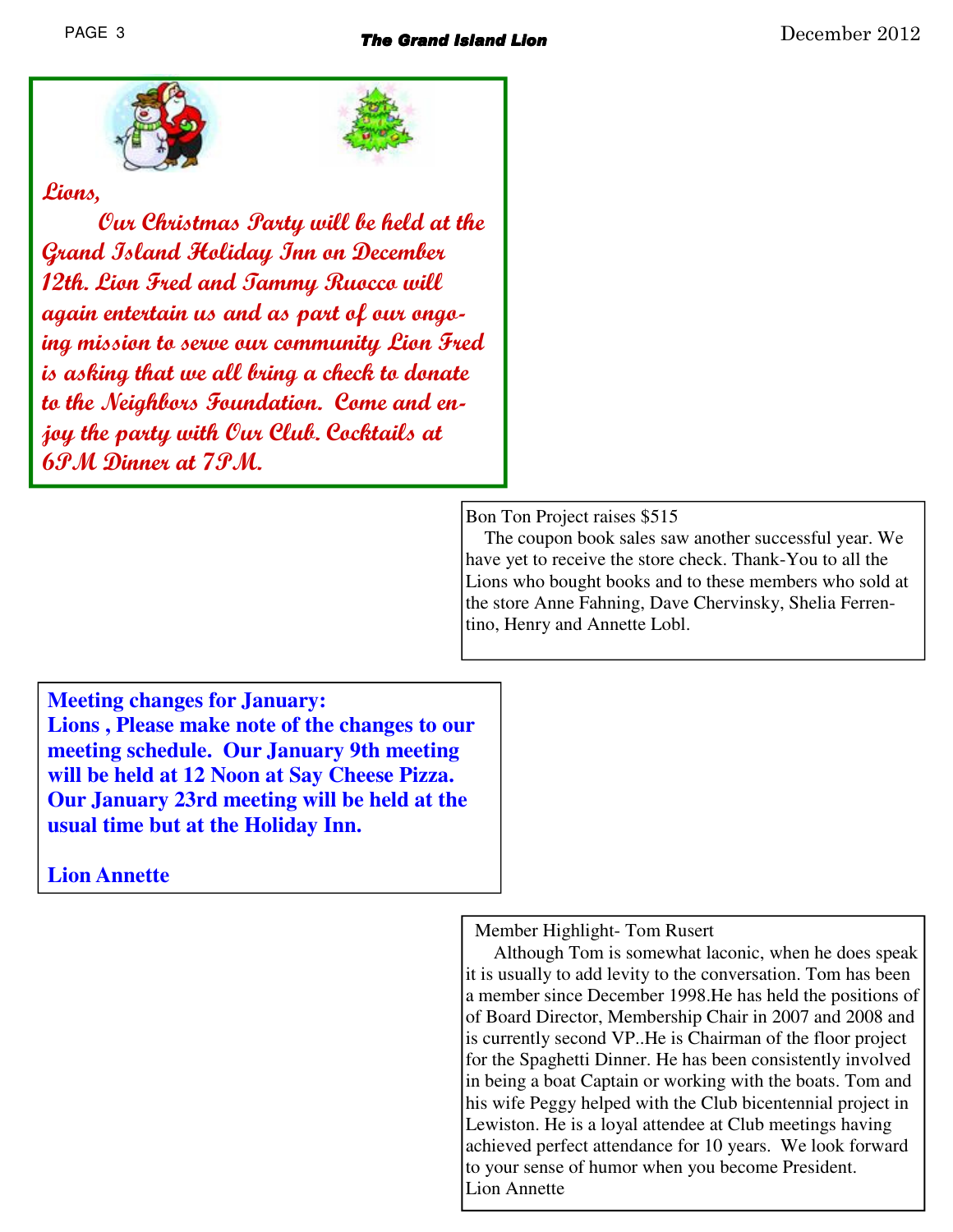Lions,

Our Christmas Party will be held at the Grand Island Holiday Inn on December 12th. Lion Fred and Tammy Ruocco will again entertain us and as part of our ongoing mission to serve our community Lion Fred is asking that we all bring a check to donate to the Neighbors Foundation. Come and enjoy the party with Our Club. Cocktails at 6PM Dinner at 7PM.

Bon Ton Project raises $515

The coupon book sales saw another successful year. We have yet to receive the store check. Thank-You to all the Lions who bought books and to these members who sold at the store Anne Fahning, Dave Chervinsky, Shelia Ferrentino, Henry and Annette Lobl.

**Meeting changes for January:**

**Lions , Please make note of the changes to our meeting schedule. Our January 9th meeting will be held at 12 Noon at Say Cheese Pizza. Our January 23rd meeting will be held at the usual time but at the Holiday Inn.**

**Lion Annette**

Member Highlight- Tom Rusert

Although Tom is somewhat laconic, when he does speak it is usually to add levity to the conversation. Tom has been a member since December 1998.He has held the positions of of Board Director, Membership Chair in 2007 and 2008 and is currently second VP..He is Chairman of the floor project for the Spaghetti Dinner. He has been consistently involved in being a boat Captain or working with the boats. Tom and his wife Peggy helped with the Club bicentennial project in Lewiston. He is a loyal attendee at Club meetings having achieved perfect attendance for 10 years. We look forward to your sense of humor when you become President.

Lion Annette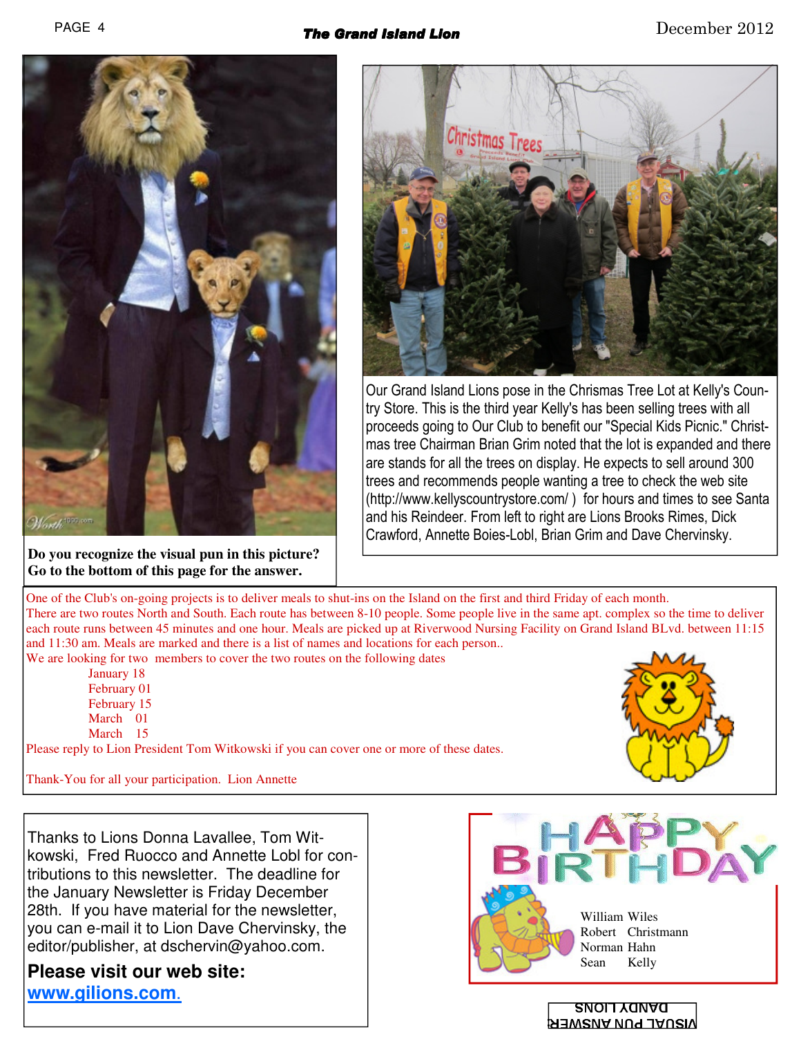Do you recognize the visual pun in this picture? Go to the bottom of this page for the answer.

Our Grand Island Lions pose in the Chrismas Tree Lot at Kelly's Country Store. This is the third year Kelly's has been selling trees with all proceeds going to Our Club to benefit our "Special Kids Picnic." Christmas tree Chairman Brian Grim noted that the lot is expanded and there are stands for all the trees on display. He expects to sell around 300 trees and recommends people wanting a tree to check the web site (http://www.kellyscountrystore.com/ ) for hours and times to see Santa and his Reindeer. From left to right are Lions Brooks Rimes, Dick Crawford, Annette Boies-Lobl, Brian Grim and Dave Chervinsky.

One of the Club's on-going projects is to deliver meals to shut-ins on the Island on the first and third Friday of each month. There are two routes North and South. Each route has between 8-10 people. Some people live in the same apt. complex so the time to deliver each route runs between 45 minutes and one hour. Meals are picked up at Riverwood Nursing Facility on Grand Island BLvd. between 11:15 and 11:30 am. Meals are marked and there is a list of names and locations for each person..

We are looking for two members to cover the two routes on the following dates

- January 18
- February 01
- February 15
- March 01
- March 15

Please reply to Lion President Tom Witkowski if you can cover one or more of these dates.

Thank-You for all your participation. Lion Annette

Thanks to Lions Donna Lavallee, Tom Witkowski, Fred Ruocco and Annette Lobl for contributions to this newsletter. The deadline for the January Newsletter is Friday December 28th. If you have material for the newsletter, you can e-mail it to Lion Dave Chervinsky, the editor/publisher, at dschervin@yahoo.com.

**Please visit our web site:**
**www.gilions.com.**

## HAPPY BIRTHDAY

William Wiles
Robert Christmann
Norman Hahn
Sean Kelly

VISUAL PUN ANSWER
DANDY LIONS